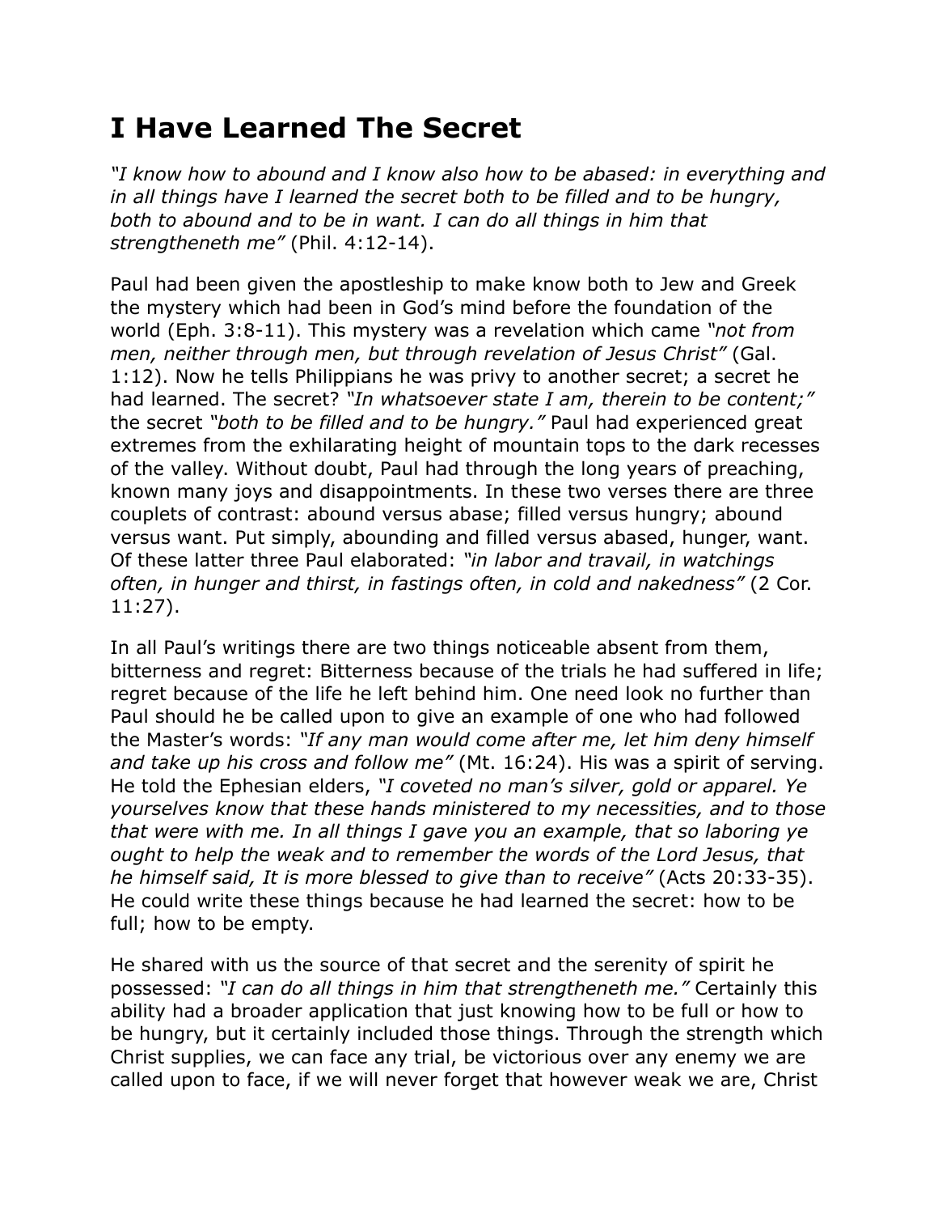# I Have Learned The Secret

*"I know how to abound and I know also how to be abased: in everything and in all things have I learned the secret both to be filled and to be hungry, both to abound and to be in want. I can do all things in him that strengtheneth me"* (Phil. 4:12-14).

Paul had been given the apostleship to make know both to Jew and Greek the mystery which had been in God's mind before the foundation of the world (Eph. 3:8-11). This mystery was a revelation which came *"not from men, neither through men, but through revelation of Jesus Christ"* (Gal. 1:12). Now he tells Philippians he was privy to another secret; a secret he had learned. The secret? *"In whatsoever state I am, therein to be content;"* the secret *"both to be filled and to be hungry."* Paul had experienced great extremes from the exhilarating height of mountain tops to the dark recesses of the valley. Without doubt, Paul had through the long years of preaching, known many joys and disappointments. In these two verses there are three couplets of contrast: abound versus abase; filled versus hungry; abound versus want. Put simply, abounding and filled versus abased, hunger, want. Of these latter three Paul elaborated: *"in labor and travail, in watchings often, in hunger and thirst, in fastings often, in cold and nakedness"* (2 Cor. 11:27).

In all Paul's writings there are two things noticeable absent from them, bitterness and regret: Bitterness because of the trials he had suffered in life; regret because of the life he left behind him. One need look no further than Paul should he be called upon to give an example of one who had followed the Master's words: *"If any man would come after me, let him deny himself and take up his cross and follow me"* (Mt. 16:24). His was a spirit of serving. He told the Ephesian elders, *"I coveted no man's silver, gold or apparel. Ye yourselves know that these hands ministered to my necessities, and to those that were with me. In all things I gave you an example, that so laboring ye ought to help the weak and to remember the words of the Lord Jesus, that he himself said, It is more blessed to give than to receive"* (Acts 20:33-35). He could write these things because he had learned the secret: how to be full; how to be empty.

He shared with us the source of that secret and the serenity of spirit he possessed: *"I can do all things in him that strengtheneth me."* Certainly this ability had a broader application that just knowing how to be full or how to be hungry, but it certainly included those things. Through the strength which Christ supplies, we can face any trial, be victorious over any enemy we are called upon to face, if we will never forget that however weak we are, Christ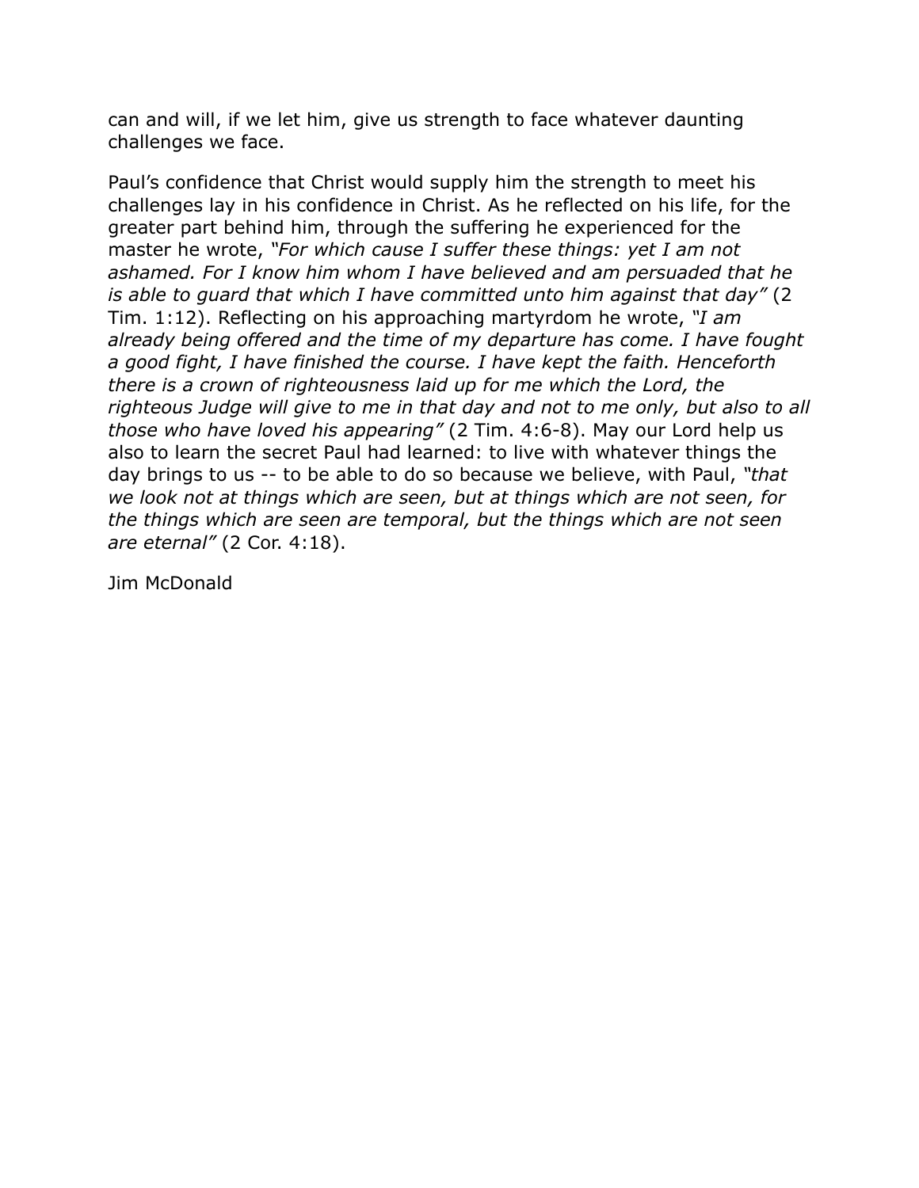can and will, if we let him, give us strength to face whatever daunting challenges we face.

Paul's confidence that Christ would supply him the strength to meet his challenges lay in his confidence in Christ. As he reflected on his life, for the greater part behind him, through the suffering he experienced for the master he wrote, *"For which cause I suffer these things: yet I am not ashamed. For I know him whom I have believed and am persuaded that he is able to guard that which I have committed unto him against that day"* (2 Tim. 1:12). Reflecting on his approaching martyrdom he wrote, *"I am already being offered and the time of my departure has come. I have fought a good fight, I have finished the course. I have kept the faith. Henceforth there is a crown of righteousness laid up for me which the Lord, the righteous Judge will give to me in that day and not to me only, but also to all those who have loved his appearing"* (2 Tim. 4:6-8). May our Lord help us also to learn the secret Paul had learned: to live with whatever things the day brings to us -- to be able to do so because we believe, with Paul, *"that we look not at things which are seen, but at things which are not seen, for the things which are seen are temporal, but the things which are not seen are eternal"* (2 Cor. 4:18).

Jim McDonald